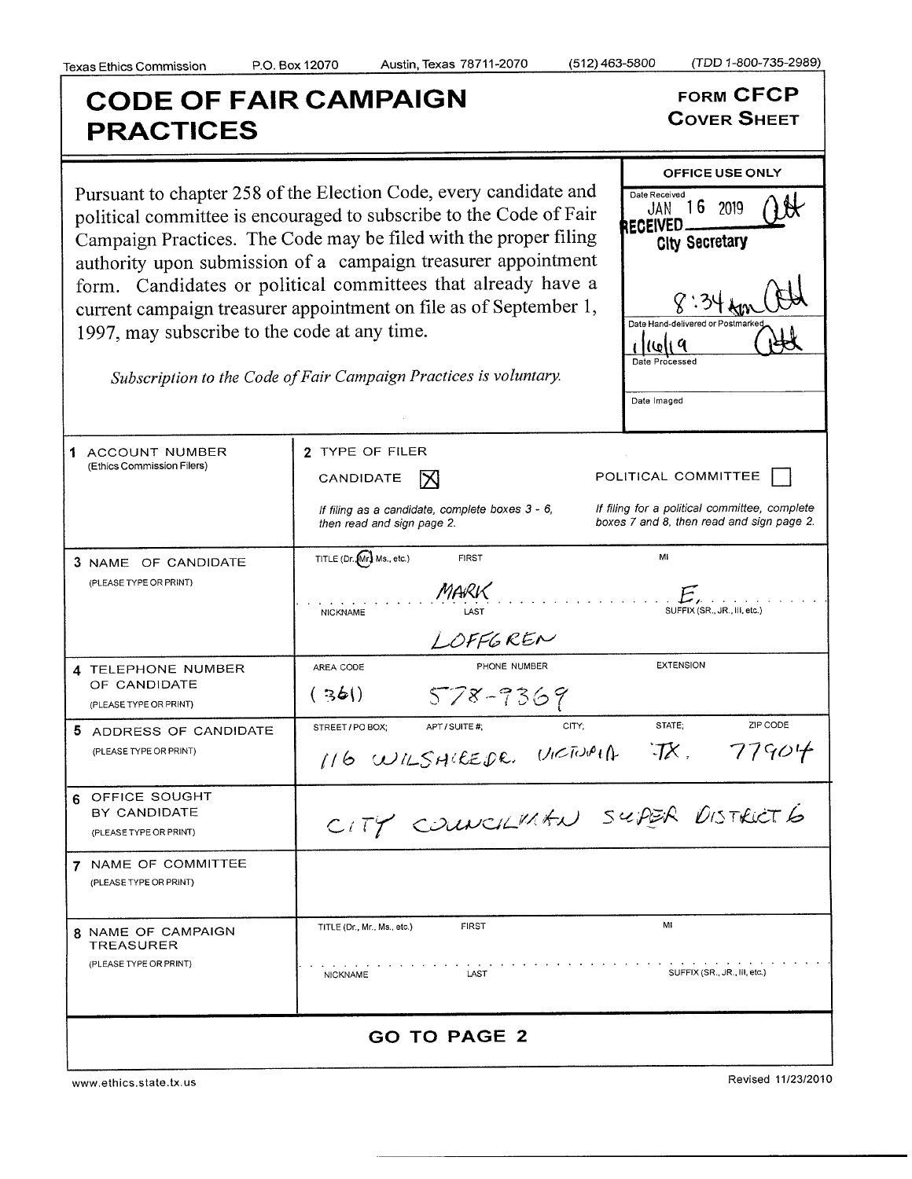Texas Ethics Commission P.O. Box 12070 Austin, Texas 78711-2070 (512) 463-5800 (TDD 1-800-735-2989)

# CODE OF FAIR CAMPAIGN PRACTICES

**FORM CFCP**
**COVER SHEET**

Pursuant to chapter 258 of the Election Code, every candidate and political committee is encouraged to subscribe to the Code of Fair Campaign Practices. The Code may be filed with the proper filing authority upon submission of a campaign treasurer appointment form. Candidates or political committees that already have a current campaign treasurer appointment on file as of September 1, 1997, may subscribe to the code at any time.

*Subscription to the Code of Fair Campaign Practices is voluntary.*

**OFFICE USE ONLY**

Date Received: JAN 16 2019
RECEIVED
City Secretary
8:34 Am

Date Hand-delivered or Postmarked: 1/16/19

Date Processed

Date Imaged

| | |
|---|---|
| 1 ACCOUNT NUMBER (Ethics Commission Filers) | 2 TYPE OF FILER: CANDIDATE [X] POLITICAL COMMITTEE [ ] <br> *If filing as a candidate, complete boxes 3 - 6, then read and sign page 2.* <br> *If filing for a political committee, complete boxes 7 and 8, then read and sign page 2.* |
| 3 NAME OF CANDIDATE (PLEASE TYPE OR PRINT) | TITLE (Dr., Mr., Ms., etc.): Mr. FIRST: MARK MI: E. <br> NICKNAME: LAST: LOFFGREN SUFFIX (SR., JR., III, etc.): |
| 4 TELEPHONE NUMBER OF CANDIDATE (PLEASE TYPE OR PRINT) | AREA CODE: (361) PHONE NUMBER: 578-9369 EXTENSION: |
| 5 ADDRESS OF CANDIDATE (PLEASE TYPE OR PRINT) | STREET / PO BOX; APT / SUITE #; CITY; STATE; ZIP CODE <br> 116 WILSHIRE DR. VICTORIA TX. 77904 |
| 6 OFFICE SOUGHT BY CANDIDATE (PLEASE TYPE OR PRINT) | CITY COUNCILMAN SUPER DISTRICT 6 |
| 7 NAME OF COMMITTEE (PLEASE TYPE OR PRINT) | |
| 8 NAME OF CAMPAIGN TREASURER (PLEASE TYPE OR PRINT) | TITLE (Dr., Mr., Ms., etc.) FIRST MI <br> NICKNAME LAST SUFFIX (SR., JR., III, etc.) |

**GO TO PAGE 2**

www.ethics.state.tx.us Revised 11/23/2010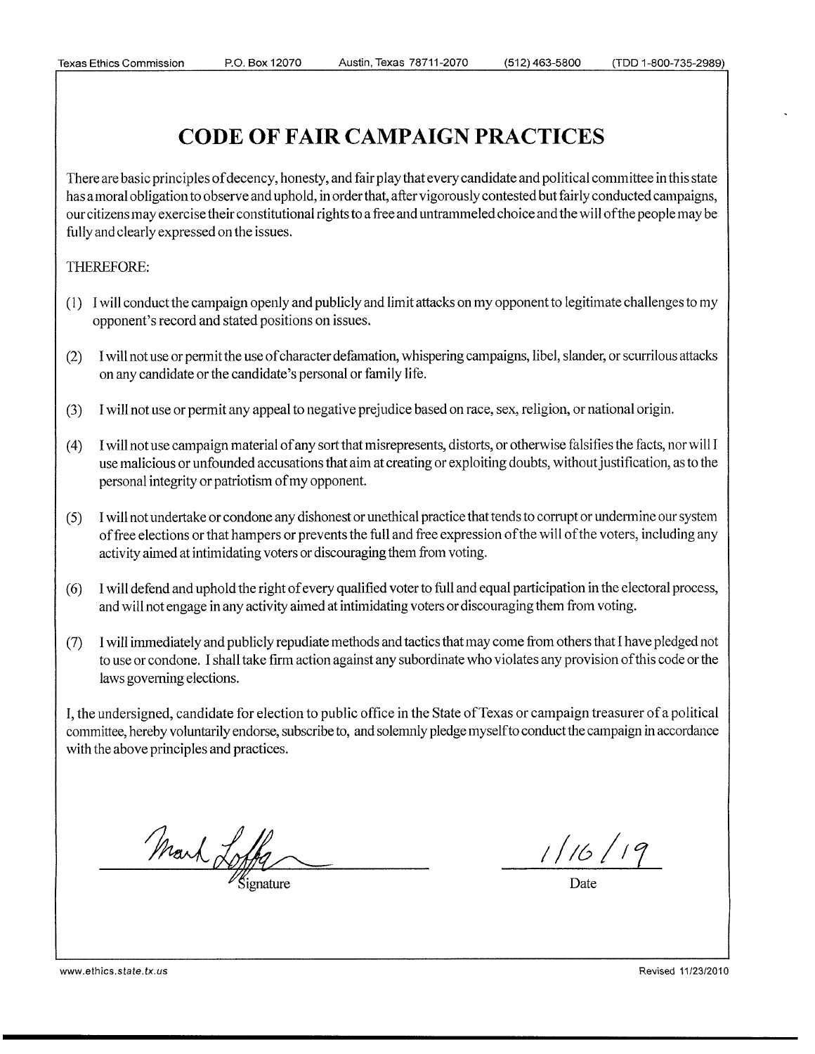# CODE OF FAIR CAMPAIGN PRACTICES

There are basic principles of decency, honesty, and fair play that every candidate and political committee in this state has a moral obligation to observe and uphold, in order that, after vigorously contested but fairly conducted campaigns, our citizens may exercise their constitutional rights to a free and untrammeled choice and the will of the people may be fully and clearly expressed on the issues.

THEREFORE:

(1) I will conduct the campaign openly and publicly and limit attacks on my opponent to legitimate challenges to my opponent's record and stated positions on issues.

(2) I will not use or permit the use of character defamation, whispering campaigns, libel, slander, or scurrilous attacks on any candidate or the candidate's personal or family life.

(3) I will not use or permit any appeal to negative prejudice based on race, sex, religion, or national origin.

(4) I will not use campaign material of any sort that misrepresents, distorts, or otherwise falsifies the facts, nor will I use malicious or unfounded accusations that aim at creating or exploiting doubts, without justification, as to the personal integrity or patriotism of my opponent.

(5) I will not undertake or condone any dishonest or unethical practice that tends to corrupt or undermine our system of free elections or that hampers or prevents the full and free expression of the will of the voters, including any activity aimed at intimidating voters or discouraging them from voting.

(6) I will defend and uphold the right of every qualified voter to full and equal participation in the electoral process, and will not engage in any activity aimed at intimidating voters or discouraging them from voting.

(7) I will immediately and publicly repudiate methods and tactics that may come from others that I have pledged not to use or condone. I shall take firm action against any subordinate who violates any provision of this code or the laws governing elections.

I, the undersigned, candidate for election to public office in the State of Texas or campaign treasurer of a political committee, hereby voluntarily endorse, subscribe to, and solemnly pledge myself to conduct the campaign in accordance with the above principles and practices.

Mark Loffler
Signature

1/16/19
Date